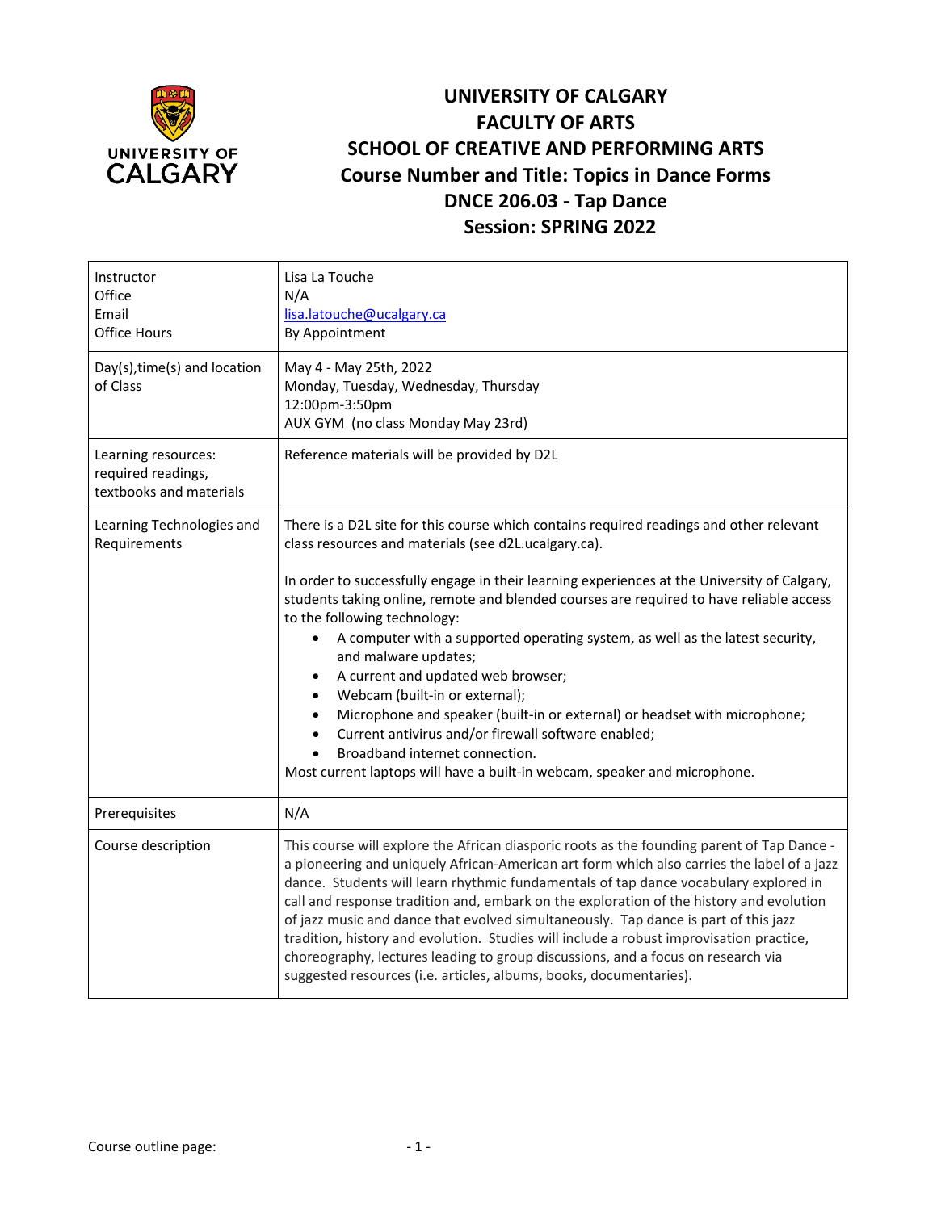# UNIVERSITY OF CALGARY
# FACULTY OF ARTS
# SCHOOL OF CREATIVE AND PERFORMING ARTS
# Course Number and Title: Topics in Dance Forms
# DNCE 206.03 - Tap Dance
# Session: SPRING 2022

| | |
|---|---|
| Instructor<br>Office<br>Email<br>Office Hours | Lisa La Touche<br>N/A<br>lisa.latouche@ucalgary.ca<br>By Appointment |
| Day(s),time(s) and location of Class | May 4 - May 25th, 2022<br>Monday, Tuesday, Wednesday, Thursday<br>12:00pm-3:50pm<br>AUX GYM (no class Monday May 23rd) |
| Learning resources: required readings, textbooks and materials | Reference materials will be provided by D2L |
| Learning Technologies and Requirements | There is a D2L site for this course which contains required readings and other relevant class resources and materials (see d2L.ucalgary.ca).<br><br>In order to successfully engage in their learning experiences at the University of Calgary, students taking online, remote and blended courses are required to have reliable access to the following technology:<br>• A computer with a supported operating system, as well as the latest security, and malware updates;<br>• A current and updated web browser;<br>• Webcam (built-in or external);<br>• Microphone and speaker (built-in or external) or headset with microphone;<br>• Current antivirus and/or firewall software enabled;<br>• Broadband internet connection.<br>Most current laptops will have a built-in webcam, speaker and microphone. |
| Prerequisites | N/A |
| Course description | This course will explore the African diasporic roots as the founding parent of Tap Dance - a pioneering and uniquely African-American art form which also carries the label of a jazz dance. Students will learn rhythmic fundamentals of tap dance vocabulary explored in call and response tradition and, embark on the exploration of the history and evolution of jazz music and dance that evolved simultaneously. Tap dance is part of this jazz tradition, history and evolution. Studies will include a robust improvisation practice, choreography, lectures leading to group discussions, and a focus on research via suggested resources (i.e. articles, albums, books, documentaries). |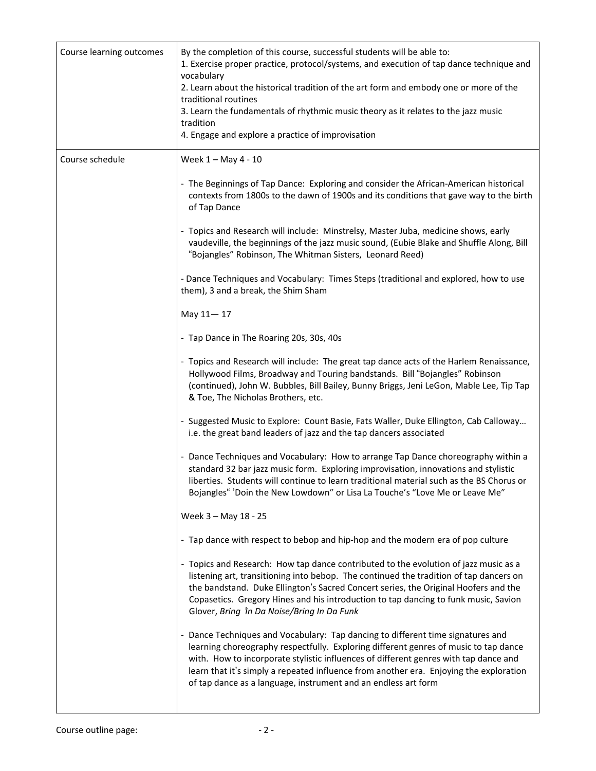| Course learning outcomes | By the completion of this course, successful students will be able to:<br>1. Exercise proper practice, protocol/systems, and execution of tap dance technique and vocabulary<br>2. Learn about the historical tradition of the art form and embody one or more of the traditional routines<br>3. Learn the fundamentals of rhythmic music theory as it relates to the jazz music tradition<br>4. Engage and explore a practice of improvisation |
|---|---|
| Course schedule | Week 1 – May 4 - 10<br><br>- The Beginnings of Tap Dance: Exploring and consider the African-American historical contexts from 1800s to the dawn of 1900s and its conditions that gave way to the birth of Tap Dance<br><br>- Topics and Research will include: Minstrelsy, Master Juba, medicine shows, early vaudeville, the beginnings of the jazz music sound, (Eubie Blake and Shuffle Along, Bill "Bojangles" Robinson, The Whitman Sisters, Leonard Reed)<br><br>- Dance Techniques and Vocabulary: Times Steps (traditional and explored, how to use them), 3 and a break, the Shim Sham<br><br>May 11— 17<br><br>- Tap Dance in The Roaring 20s, 30s, 40s<br><br>- Topics and Research will include: The great tap dance acts of the Harlem Renaissance, Hollywood Films, Broadway and Touring bandstands. Bill "Bojangles" Robinson (continued), John W. Bubbles, Bill Bailey, Bunny Briggs, Jeni LeGon, Mable Lee, Tip Tap & Toe, The Nicholas Brothers, etc.<br><br>- Suggested Music to Explore: Count Basie, Fats Waller, Duke Ellington, Cab Calloway… i.e. the great band leaders of jazz and the tap dancers associated<br><br>- Dance Techniques and Vocabulary: How to arrange Tap Dance choreography within a standard 32 bar jazz music form. Exploring improvisation, innovations and stylistic liberties. Students will continue to learn traditional material such as the BS Chorus or Bojangles" 'Doin the New Lowdown" or Lisa La Touche's "Love Me or Leave Me"<br><br>Week 3 – May 18 - 25<br><br>- Tap dance with respect to bebop and hip-hop and the modern era of pop culture<br><br>- Topics and Research: How tap dance contributed to the evolution of jazz music as a listening art, transitioning into bebop. The continued the tradition of tap dancers on the bandstand. Duke Ellington's Sacred Concert series, the Original Hoofers and the Copasetics. Gregory Hines and his introduction to tap dancing to funk music, Savion Glover, *Bring 'In Da Noise/Bring In Da Funk*<br><br>- Dance Techniques and Vocabulary: Tap dancing to different time signatures and learning choreography respectfully. Exploring different genres of music to tap dance with. How to incorporate stylistic influences of different genres with tap dance and learn that it's simply a repeated influence from another era. Enjoying the exploration of tap dance as a language, instrument and an endless art form |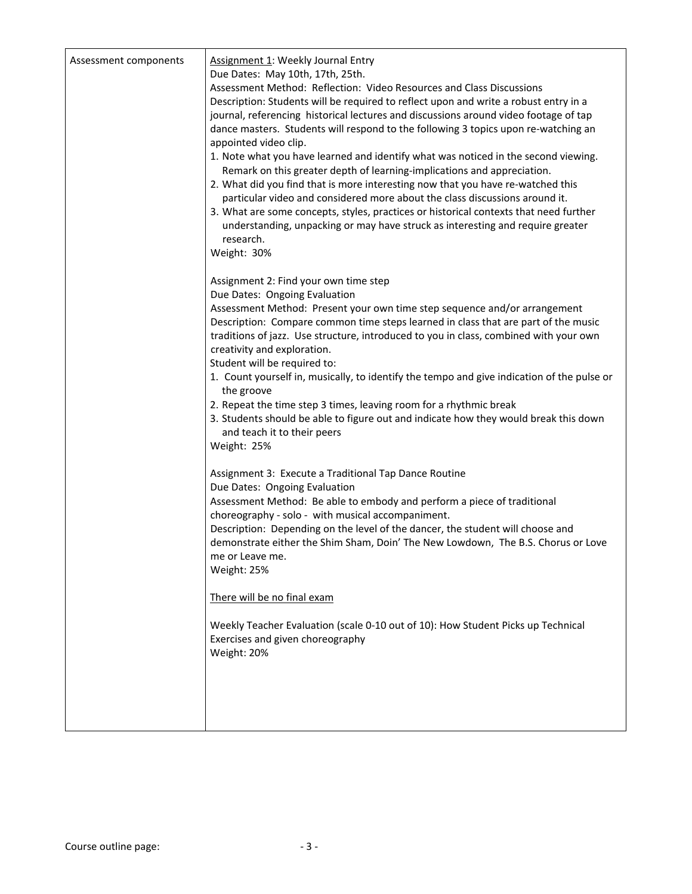| Assessment components | Assignment 1: Weekly Journal Entry<br>Due Dates: May 10th, 17th, 25th.<br>Assessment Method: Reflection: Video Resources and Class Discussions<br>Description: Students will be required to reflect upon and write a robust entry in a journal, referencing historical lectures and discussions around video footage of tap dance masters. Students will respond to the following 3 topics upon re-watching an appointed video clip.<br>1. Note what you have learned and identify what was noticed in the second viewing. Remark on this greater depth of learning-implications and appreciation.<br>2. What did you find that is more interesting now that you have re-watched this particular video and considered more about the class discussions around it.<br>3. What are some concepts, styles, practices or historical contexts that need further understanding, unpacking or may have struck as interesting and require greater research.<br>Weight: 30%<br><br>Assignment 2: Find your own time step<br>Due Dates: Ongoing Evaluation<br>Assessment Method: Present your own time step sequence and/or arrangement<br>Description: Compare common time steps learned in class that are part of the music traditions of jazz. Use structure, introduced to you in class, combined with your own creativity and exploration.<br>Student will be required to:<br>1. Count yourself in, musically, to identify the tempo and give indication of the pulse or the groove<br>2. Repeat the time step 3 times, leaving room for a rhythmic break<br>3. Students should be able to figure out and indicate how they would break this down and teach it to their peers<br>Weight: 25%<br><br>Assignment 3: Execute a Traditional Tap Dance Routine<br>Due Dates: Ongoing Evaluation<br>Assessment Method: Be able to embody and perform a piece of traditional choreography - solo - with musical accompaniment.<br>Description: Depending on the level of the dancer, the student will choose and demonstrate either the Shim Sham, Doin' The New Lowdown, The B.S. Chorus or Love me or Leave me.<br>Weight: 25%<br><br>There will be no final exam<br><br>Weekly Teacher Evaluation (scale 0-10 out of 10): How Student Picks up Technical Exercises and given choreography<br>Weight: 20% |
| --- | --- |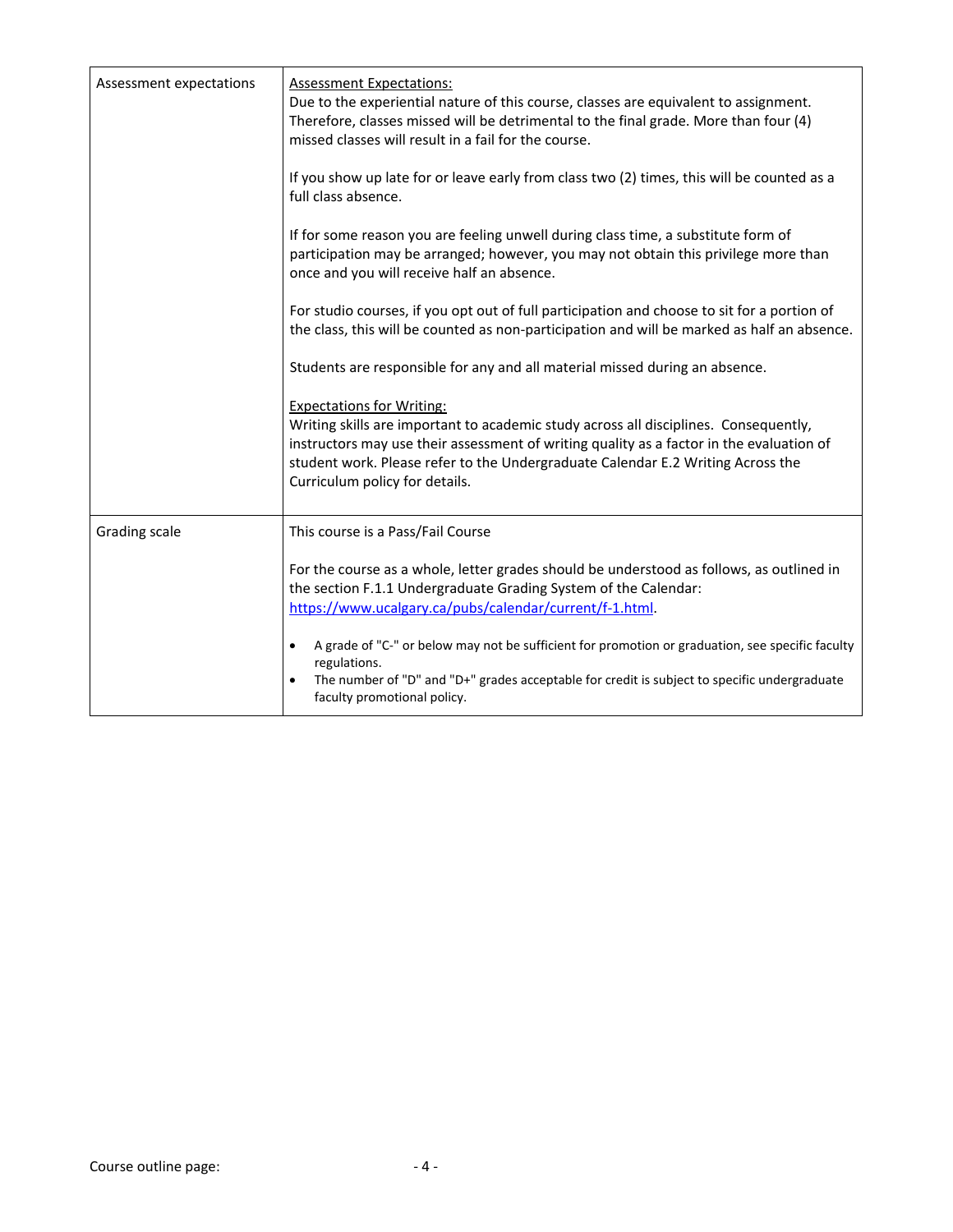| | |
|---|---|
| Assessment expectations | <u>Assessment Expectations:</u><br>Due to the experiential nature of this course, classes are equivalent to assignment. Therefore, classes missed will be detrimental to the final grade. More than four (4) missed classes will result in a fail for the course.<br><br>If you show up late for or leave early from class two (2) times, this will be counted as a full class absence.<br><br>If for some reason you are feeling unwell during class time, a substitute form of participation may be arranged; however, you may not obtain this privilege more than once and you will receive half an absence.<br><br>For studio courses, if you opt out of full participation and choose to sit for a portion of the class, this will be counted as non-participation and will be marked as half an absence.<br><br>Students are responsible for any and all material missed during an absence.<br><br><u>Expectations for Writing:</u><br>Writing skills are important to academic study across all disciplines. Consequently, instructors may use their assessment of writing quality as a factor in the evaluation of student work. Please refer to the Undergraduate Calendar E.2 Writing Across the Curriculum policy for details. |
| Grading scale | This course is a Pass/Fail Course<br><br>For the course as a whole, letter grades should be understood as follows, as outlined in the section F.1.1 Undergraduate Grading System of the Calendar: [https://www.ucalgary.ca/pubs/calendar/current/f-1.html](https://www.ucalgary.ca/pubs/calendar/current/f-1.html).<br><br>• A grade of "C-" or below may not be sufficient for promotion or graduation, see specific faculty regulations.<br>• The number of "D" and "D+" grades acceptable for credit is subject to specific undergraduate faculty promotional policy. |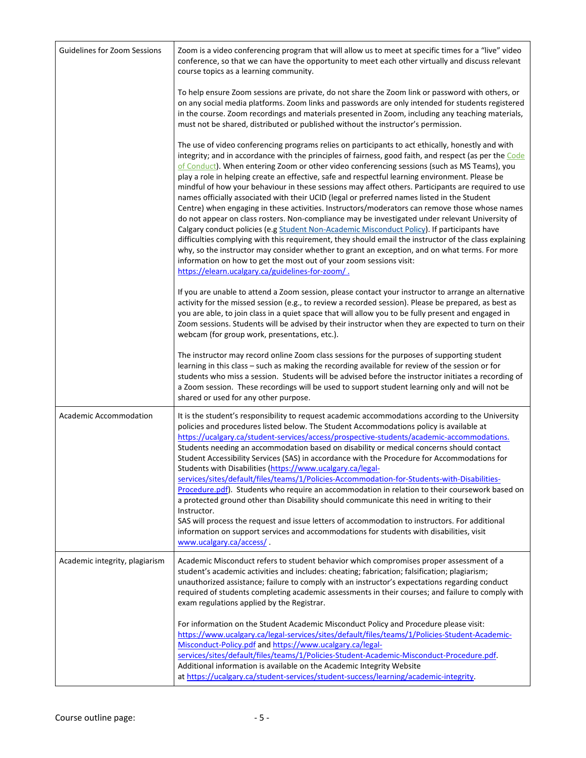| | |
|---|---|
| Guidelines for Zoom Sessions | Zoom is a video conferencing program that will allow us to meet at specific times for a "live" video conference, so that we can have the opportunity to meet each other virtually and discuss relevant course topics as a learning community.<br><br>To help ensure Zoom sessions are private, do not share the Zoom link or password with others, or on any social media platforms. Zoom links and passwords are only intended for students registered in the course. Zoom recordings and materials presented in Zoom, including any teaching materials, must not be shared, distributed or published without the instructor's permission.<br><br>The use of video conferencing programs relies on participants to act ethically, honestly and with integrity; and in accordance with the principles of fairness, good faith, and respect (as per the Code of Conduct). When entering Zoom or other video conferencing sessions (such as MS Teams), you play a role in helping create an effective, safe and respectful learning environment. Please be mindful of how your behaviour in these sessions may affect others. Participants are required to use names officially associated with their UCID (legal or preferred names listed in the Student Centre) when engaging in these activities. Instructors/moderators can remove those whose names do not appear on class rosters. Non-compliance may be investigated under relevant University of Calgary conduct policies (e.g Student Non-Academic Misconduct Policy). If participants have difficulties complying with this requirement, they should email the instructor of the class explaining why, so the instructor may consider whether to grant an exception, and on what terms. For more information on how to get the most out of your zoom sessions visit: https://elearn.ucalgary.ca/guidelines-for-zoom/ .<br><br>If you are unable to attend a Zoom session, please contact your instructor to arrange an alternative activity for the missed session (e.g., to review a recorded session). Please be prepared, as best as you are able, to join class in a quiet space that will allow you to be fully present and engaged in Zoom sessions. Students will be advised by their instructor when they are expected to turn on their webcam (for group work, presentations, etc.).<br><br>The instructor may record online Zoom class sessions for the purposes of supporting student learning in this class – such as making the recording available for review of the session or for students who miss a session. Students will be advised before the instructor initiates a recording of a Zoom session. These recordings will be used to support student learning only and will not be shared or used for any other purpose. |
| Academic Accommodation | It is the student's responsibility to request academic accommodations according to the University policies and procedures listed below. The Student Accommodations policy is available at https://ucalgary.ca/student-services/access/prospective-students/academic-accommodations. Students needing an accommodation based on disability or medical concerns should contact Student Accessibility Services (SAS) in accordance with the Procedure for Accommodations for Students with Disabilities (https://www.ucalgary.ca/legal-services/sites/default/files/teams/1/Policies-Accommodation-for-Students-with-Disabilities-Procedure.pdf). Students who require an accommodation in relation to their coursework based on a protected ground other than Disability should communicate this need in writing to their Instructor.<br>SAS will process the request and issue letters of accommodation to instructors. For additional information on support services and accommodations for students with disabilities, visit www.ucalgary.ca/access/ . |
| Academic integrity, plagiarism | Academic Misconduct refers to student behavior which compromises proper assessment of a student's academic activities and includes: cheating; fabrication; falsification; plagiarism; unauthorized assistance; failure to comply with an instructor's expectations regarding conduct required of students completing academic assessments in their courses; and failure to comply with exam regulations applied by the Registrar.<br><br>For information on the Student Academic Misconduct Policy and Procedure please visit: https://www.ucalgary.ca/legal-services/sites/default/files/teams/1/Policies-Student-Academic-Misconduct-Policy.pdf and https://www.ucalgary.ca/legal-services/sites/default/files/teams/1/Policies-Student-Academic-Misconduct-Procedure.pdf.<br>Additional information is available on the Academic Integrity Website at https://ucalgary.ca/student-services/student-success/learning/academic-integrity. |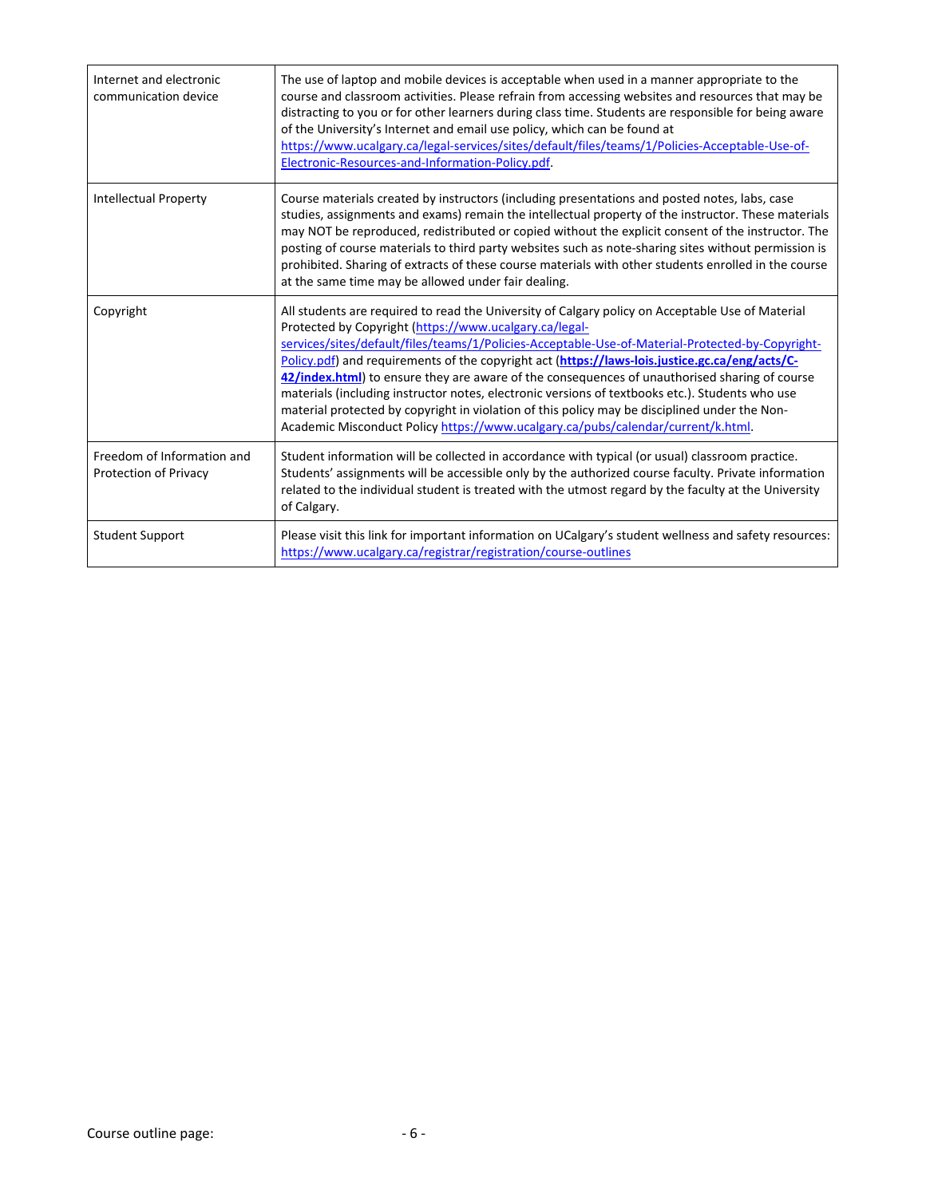| | |
|---|---|
| Internet and electronic communication device | The use of laptop and mobile devices is acceptable when used in a manner appropriate to the course and classroom activities. Please refrain from accessing websites and resources that may be distracting to you or for other learners during class time. Students are responsible for being aware of the University's Internet and email use policy, which can be found at https://www.ucalgary.ca/legal-services/sites/default/files/teams/1/Policies-Acceptable-Use-of-Electronic-Resources-and-Information-Policy.pdf. |
| Intellectual Property | Course materials created by instructors (including presentations and posted notes, labs, case studies, assignments and exams) remain the intellectual property of the instructor. These materials may NOT be reproduced, redistributed or copied without the explicit consent of the instructor. The posting of course materials to third party websites such as note-sharing sites without permission is prohibited. Sharing of extracts of these course materials with other students enrolled in the course at the same time may be allowed under fair dealing. |
| Copyright | All students are required to read the University of Calgary policy on Acceptable Use of Material Protected by Copyright (https://www.ucalgary.ca/legal-services/sites/default/files/teams/1/Policies-Acceptable-Use-of-Material-Protected-by-Copyright-Policy.pdf) and requirements of the copyright act (**https://laws-lois.justice.gc.ca/eng/acts/C-42/index.html**) to ensure they are aware of the consequences of unauthorised sharing of course materials (including instructor notes, electronic versions of textbooks etc.). Students who use material protected by copyright in violation of this policy may be disciplined under the Non-Academic Misconduct Policy https://www.ucalgary.ca/pubs/calendar/current/k.html. |
| Freedom of Information and Protection of Privacy | Student information will be collected in accordance with typical (or usual) classroom practice. Students' assignments will be accessible only by the authorized course faculty. Private information related to the individual student is treated with the utmost regard by the faculty at the University of Calgary. |
| Student Support | Please visit this link for important information on UCalgary's student wellness and safety resources: https://www.ucalgary.ca/registrar/registration/course-outlines |